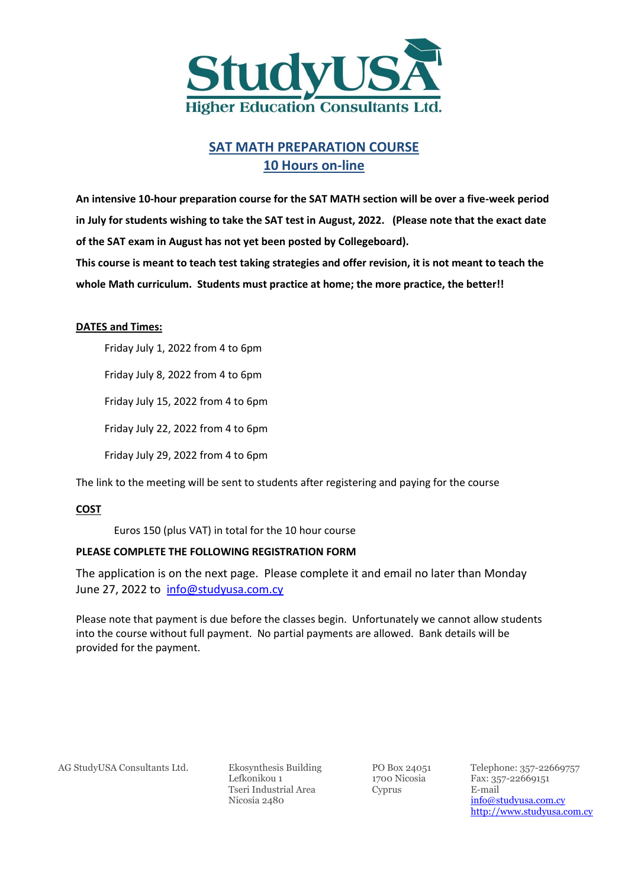**StudyUSA**
**Higher Education Consultants Ltd.**

## SAT MATH PREPARATION COURSE
## 10 Hours on-line

**An intensive 10-hour preparation course for the SAT MATH section will be over a five-week period in July for students wishing to take the SAT test in August, 2022. (Please note that the exact date of the SAT exam in August has not yet been posted by Collegeboard).**

**This course is meant to teach test taking strategies and offer revision, it is not meant to teach the whole Math curriculum. Students must practice at home; the more practice, the better!!**

**DATES and Times:**

Friday July 1, 2022 from 4 to 6pm

Friday July 8, 2022 from 4 to 6pm

Friday July 15, 2022 from 4 to 6pm

Friday July 22, 2022 from 4 to 6pm

Friday July 29, 2022 from 4 to 6pm

The link to the meeting will be sent to students after registering and paying for the course

**COST**

Euros 150 (plus VAT) in total for the 10 hour course

**PLEASE COMPLETE THE FOLLOWING REGISTRATION FORM**

The application is on the next page. Please complete it and email no later than Monday June 27, 2022 to info@studyusa.com.cy

Please note that payment is due before the classes begin. Unfortunately we cannot allow students into the course without full payment. No partial payments are allowed. Bank details will be provided for the payment.

AG StudyUSA Consultants Ltd.

Ekosynthesis Building
Lefkonikou 1
Tseri Industrial Area
Nicosia 2480

PO Box 24051
1700 Nicosia
Cyprus

Telephone: 357-22669757
Fax: 357-22669151
E-mail
info@studyusa.com.cy
http://www.studyusa.com.cy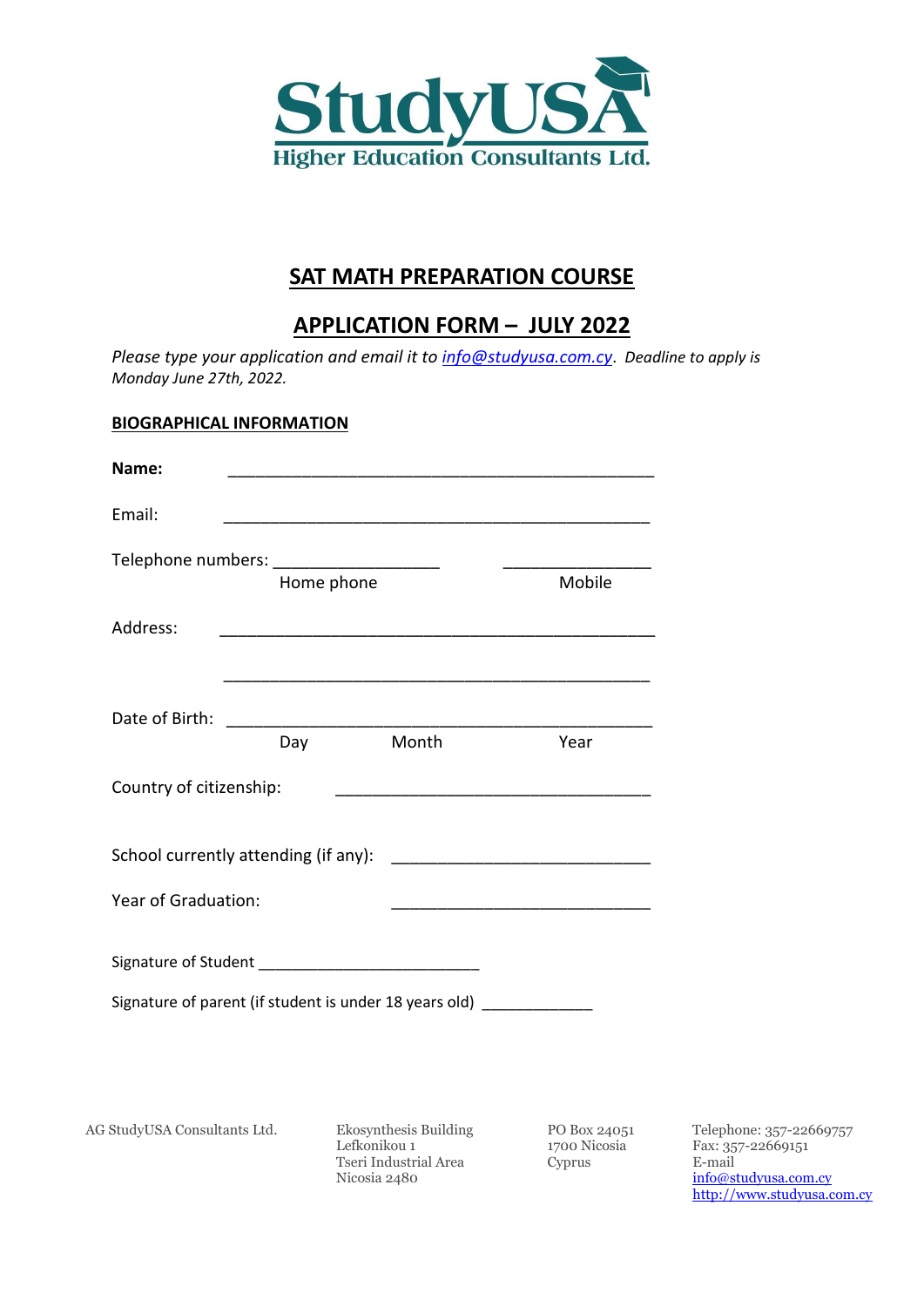**StudyUSA**
**Higher Education Consultants Ltd.**

## SAT MATH PREPARATION COURSE

## APPLICATION FORM – JULY 2022

*Please type your application and email it to [info@studyusa.com.cy](mailto:info@studyusa.com.cy). Deadline to apply is Monday June 27th, 2022.*

### BIOGRAPHICAL INFORMATION

**Name:** ______________________________________________

Email: ______________________________________________

Telephone numbers: _________________ _______________
Home phone Mobile

Address: ______________________________________________

______________________________________________

Date of Birth: ______________________________________________
Day Month Year

Country of citizenship: __________________________________

School currently attending (if any): ___________________________

Year of Graduation: ___________________________

Signature of Student ________________________

Signature of parent (if student is under 18 years old) ____________

AG StudyUSA Consultants Ltd.

Ekosynthesis Building
Lefkonikou 1
Tseri Industrial Area
Nicosia 2480

PO Box 24051
1700 Nicosia
Cyprus

Telephone: 357-22669757
Fax: 357-22669151
E-mail
[info@studyusa.com.cy](mailto:info@studyusa.com.cy)
[http://www.studyusa.com.cy](http://www.studyusa.com.cy)